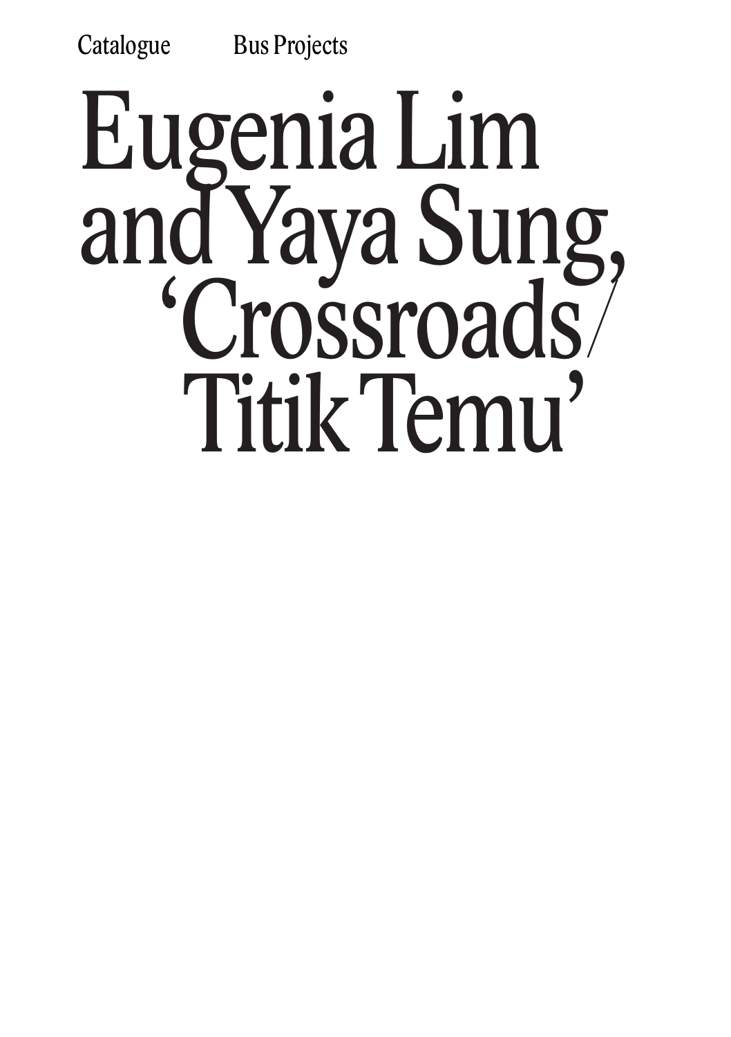Catalogue Bus Projects

# Eugenia Lim and Yaya Sung, ‘Crossroads/ Titik Temu’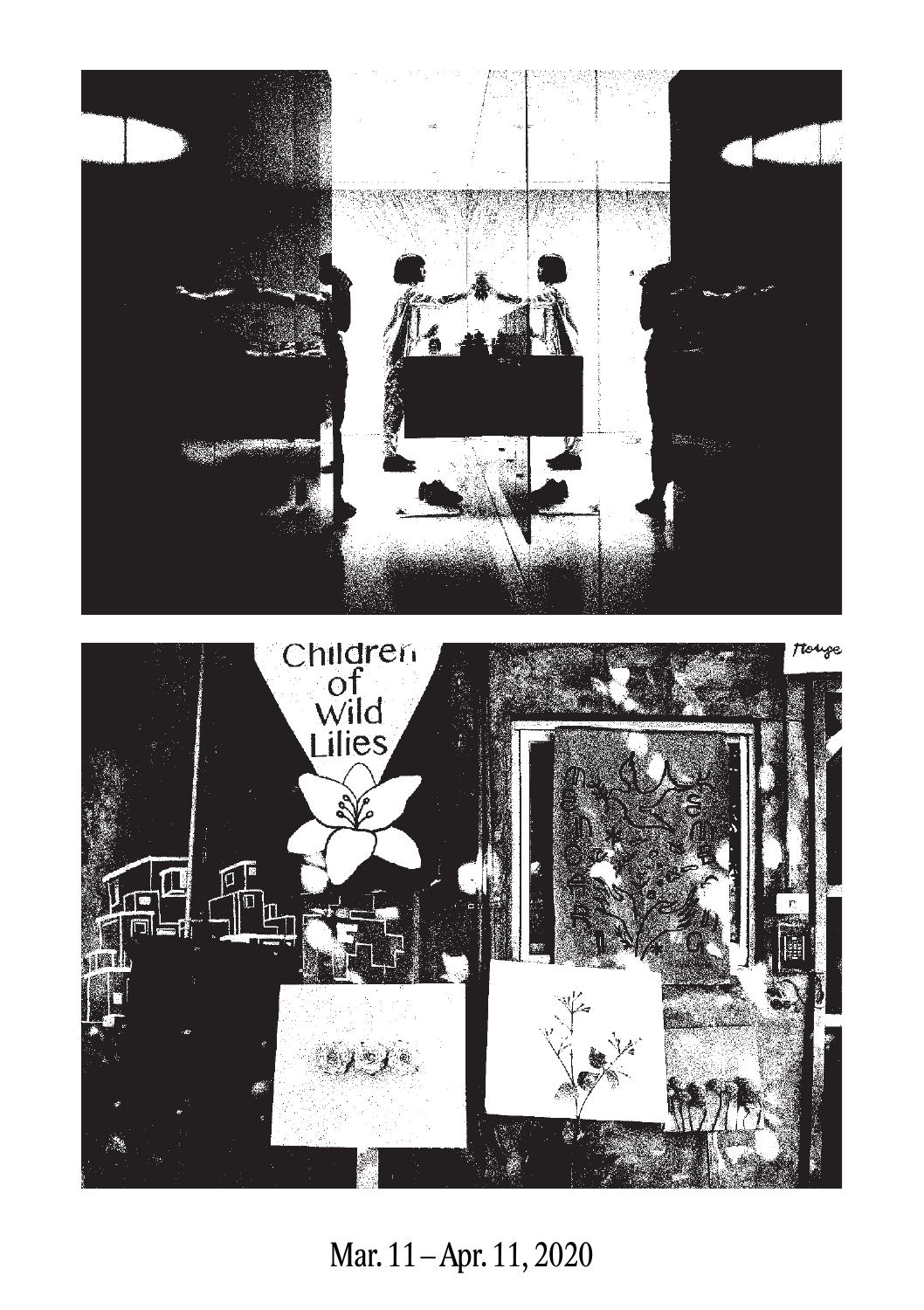Mar. 11 – Apr. 11, 2020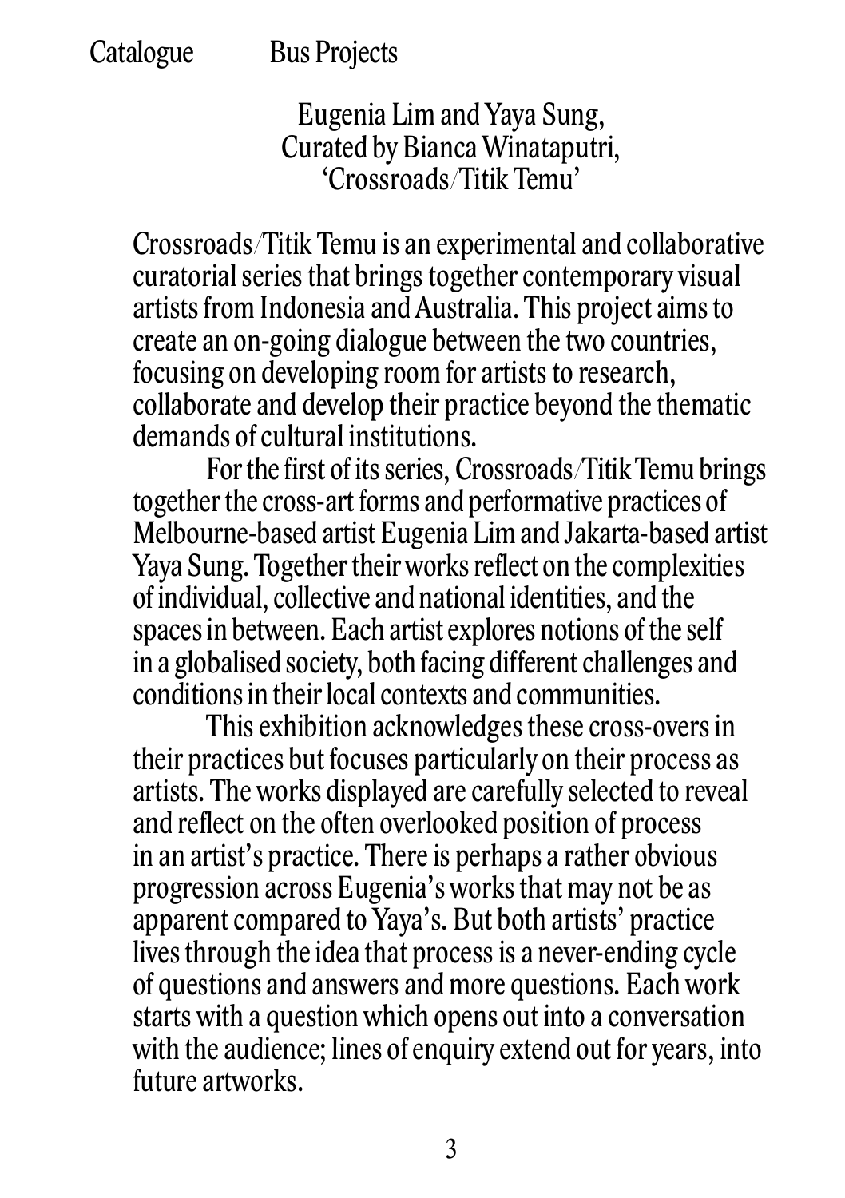Eugenia Lim and Yaya Sung,
Curated by Bianca Winataputri,
'Crossroads/Titik Temu'

Crossroads/Titik Temu is an experimental and collaborative curatorial series that brings together contemporary visual artists from Indonesia and Australia. This project aims to create an on-going dialogue between the two countries, focusing on developing room for artists to research, collaborate and develop their practice beyond the thematic demands of cultural institutions.

For the first of its series, Crossroads/Titik Temu brings together the cross-art forms and performative practices of Melbourne-based artist Eugenia Lim and Jakarta-based artist Yaya Sung. Together their works reflect on the complexities of individual, collective and national identities, and the spaces in between. Each artist explores notions of the self in a globalised society, both facing different challenges and conditions in their local contexts and communities.

This exhibition acknowledges these cross-overs in their practices but focuses particularly on their process as artists. The works displayed are carefully selected to reveal and reflect on the often overlooked position of process in an artist's practice. There is perhaps a rather obvious progression across Eugenia's works that may not be as apparent compared to Yaya's. But both artists' practice lives through the idea that process is a never-ending cycle of questions and answers and more questions. Each work starts with a question which opens out into a conversation with the audience; lines of enquiry extend out for years, into future artworks.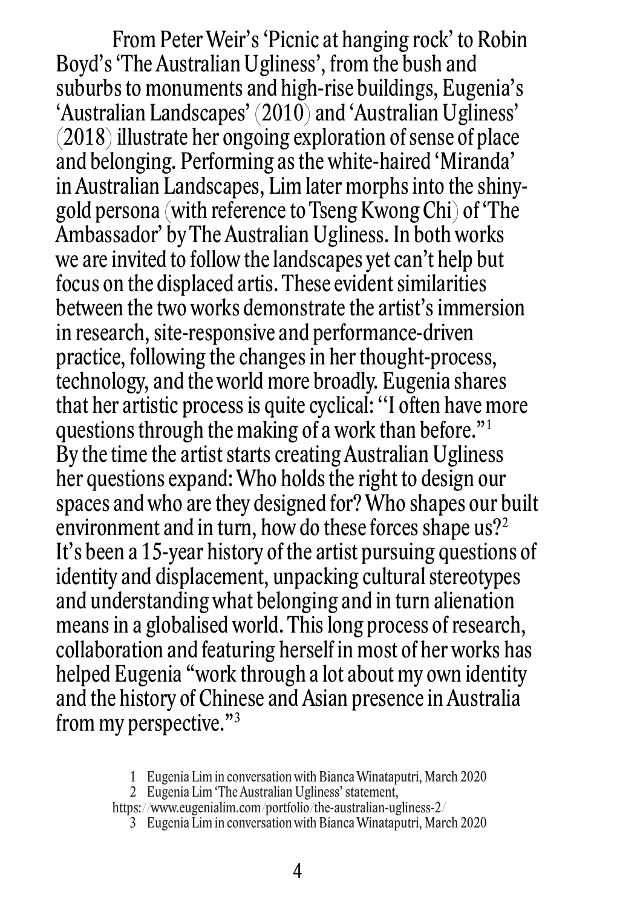From Peter Weir's 'Picnic at hanging rock' to Robin Boyd's 'The Australian Ugliness', from the bush and suburbs to monuments and high-rise buildings, Eugenia's 'Australian Landscapes' (2010) and 'Australian Ugliness' (2018) illustrate her ongoing exploration of sense of place and belonging. Performing as the white-haired 'Miranda' in Australian Landscapes, Lim later morphs into the shiny-gold persona (with reference to Tseng Kwong Chi) of 'The Ambassador' by The Australian Ugliness. In both works we are invited to follow the landscapes yet can't help but focus on the displaced artis. These evident similarities between the two works demonstrate the artist's immersion in research, site-responsive and performance-driven practice, following the changes in her thought-process, technology, and the world more broadly. Eugenia shares that her artistic process is quite cyclical: "I often have more questions through the making of a work than before."[1] By the time the artist starts creating Australian Ugliness her questions expand: Who holds the right to design our spaces and who are they designed for? Who shapes our built environment and in turn, how do these forces shape us?[2] It's been a 15-year history of the artist pursuing questions of identity and displacement, unpacking cultural stereotypes and understanding what belonging and in turn alienation means in a globalised world. This long process of research, collaboration and featuring herself in most of her works has helped Eugenia "work through a lot about my own identity and the history of Chinese and Asian presence in Australia from my perspective."[3]

1 Eugenia Lim in conversation with Bianca Winataputri, March 2020

2 Eugenia Lim 'The Australian Ugliness' statement, https://www.eugenialim.com/portfolio/the-australian-ugliness-2/

3 Eugenia Lim in conversation with Bianca Winataputri, March 2020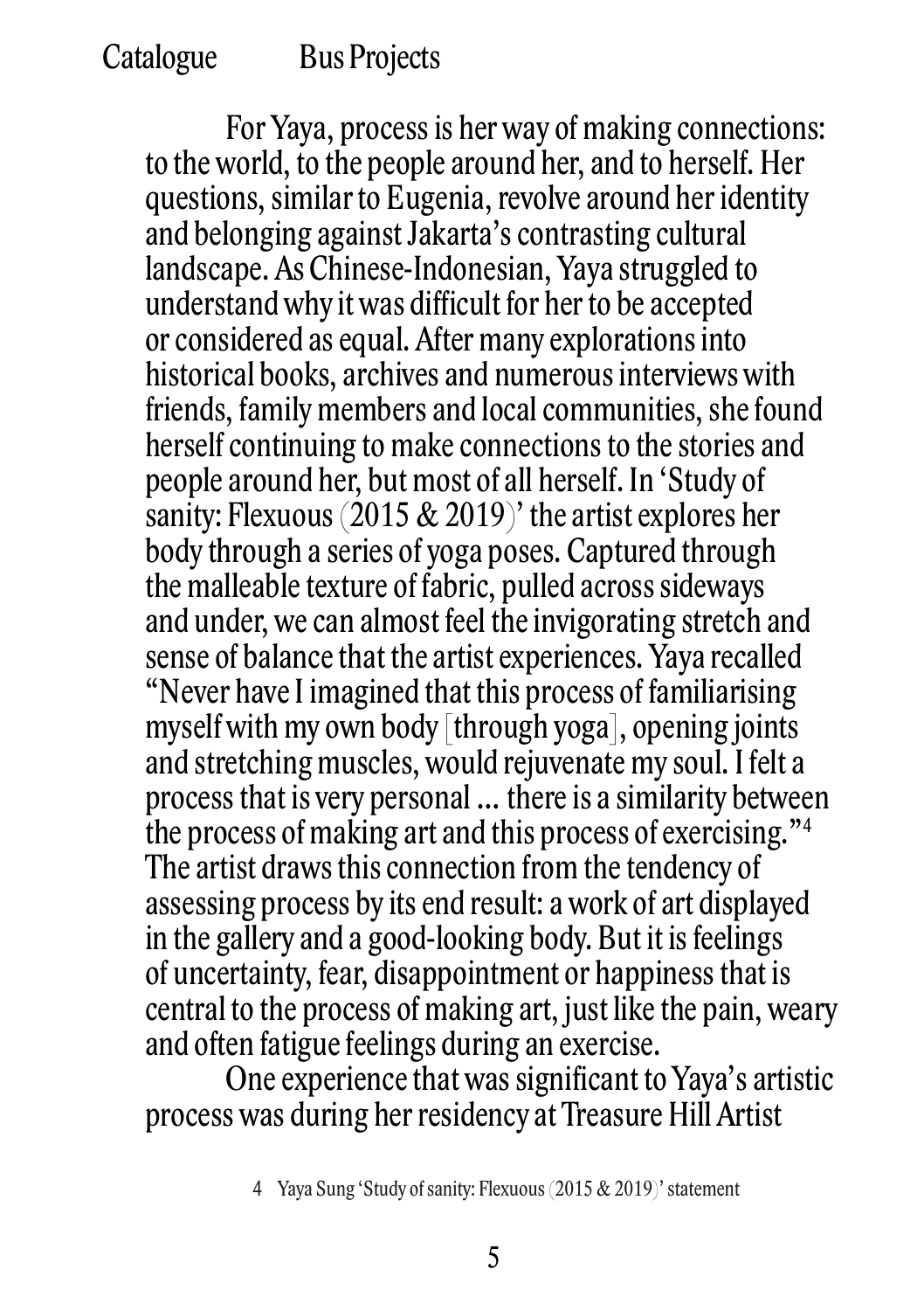For Yaya, process is her way of making connections: to the world, to the people around her, and to herself. Her questions, similar to Eugenia, revolve around her identity and belonging against Jakarta's contrasting cultural landscape. As Chinese-Indonesian, Yaya struggled to understand why it was difficult for her to be accepted or considered as equal. After many explorations into historical books, archives and numerous interviews with friends, family members and local communities, she found herself continuing to make connections to the stories and people around her, but most of all herself. In 'Study of sanity: Flexuous (2015 & 2019)' the artist explores her body through a series of yoga poses. Captured through the malleable texture of fabric, pulled across sideways and under, we can almost feel the invigorating stretch and sense of balance that the artist experiences. Yaya recalled "Never have I imagined that this process of familiarising myself with my own body [through yoga], opening joints and stretching muscles, would rejuvenate my soul. I felt a process that is very personal ... there is a similarity between the process of making art and this process of exercising."[4] The artist draws this connection from the tendency of assessing process by its end result: a work of art displayed in the gallery and a good-looking body. But it is feelings of uncertainty, fear, disappointment or happiness that is central to the process of making art, just like the pain, weary and often fatigue feelings during an exercise.

One experience that was significant to Yaya's artistic process was during her residency at Treasure Hill Artist

4 Yaya Sung 'Study of sanity: Flexuous (2015 & 2019)' statement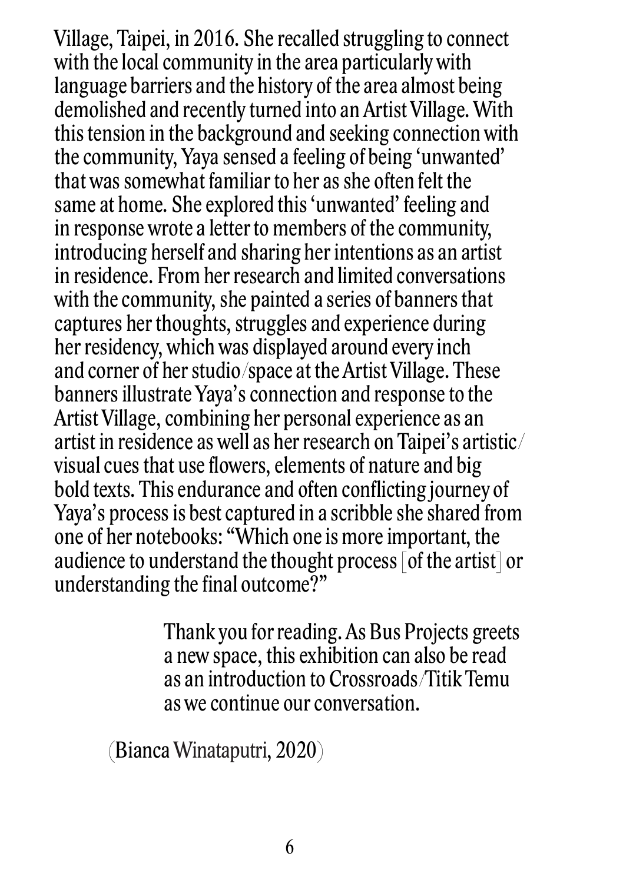Village, Taipei, in 2016. She recalled struggling to connect with the local community in the area particularly with language barriers and the history of the area almost being demolished and recently turned into an Artist Village. With this tension in the background and seeking connection with the community, Yaya sensed a feeling of being 'unwanted' that was somewhat familiar to her as she often felt the same at home. She explored this 'unwanted' feeling and in response wrote a letter to members of the community, introducing herself and sharing her intentions as an artist in residence. From her research and limited conversations with the community, she painted a series of banners that captures her thoughts, struggles and experience during her residency, which was displayed around every inch and corner of her studio/space at the Artist Village. These banners illustrate Yaya's connection and response to the Artist Village, combining her personal experience as an artist in residence as well as her research on Taipei's artistic/visual cues that use flowers, elements of nature and big bold texts. This endurance and often conflicting journey of Yaya's process is best captured in a scribble she shared from one of her notebooks: "Which one is more important, the audience to understand the thought process [of the artist] or understanding the final outcome?"

Thank you for reading. As Bus Projects greets a new space, this exhibition can also be read as an introduction to Crossroads/Titik Temu as we continue our conversation.

(Bianca Winataputri, 2020)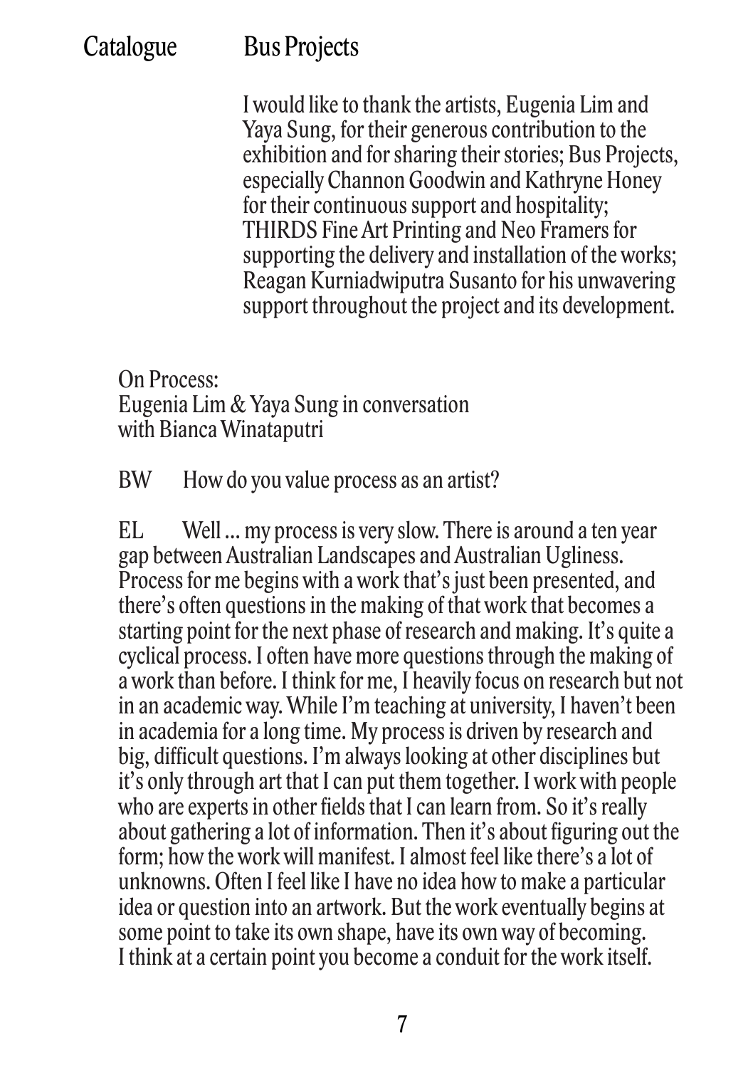I would like to thank the artists, Eugenia Lim and Yaya Sung, for their generous contribution to the exhibition and for sharing their stories; Bus Projects, especially Channon Goodwin and Kathryne Honey for their continuous support and hospitality; THIRDS Fine Art Printing and Neo Framers for supporting the delivery and installation of the works; Reagan Kurniadwiputra Susanto for his unwavering support throughout the project and its development.

## On Process: Eugenia Lim & Yaya Sung in conversation with Bianca Winataputri

BW How do you value process as an artist?

EL Well ... my process is very slow. There is around a ten year gap between Australian Landscapes and Australian Ugliness. Process for me begins with a work that's just been presented, and there's often questions in the making of that work that becomes a starting point for the next phase of research and making. It's quite a cyclical process. I often have more questions through the making of a work than before. I think for me, I heavily focus on research but not in an academic way. While I'm teaching at university, I haven't been in academia for a long time. My process is driven by research and big, difficult questions. I'm always looking at other disciplines but it's only through art that I can put them together. I work with people who are experts in other fields that I can learn from. So it's really about gathering a lot of information. Then it's about figuring out the form; how the work will manifest. I almost feel like there's a lot of unknowns. Often I feel like I have no idea how to make a particular idea or question into an artwork. But the work eventually begins at some point to take its own shape, have its own way of becoming. I think at a certain point you become a conduit for the work itself.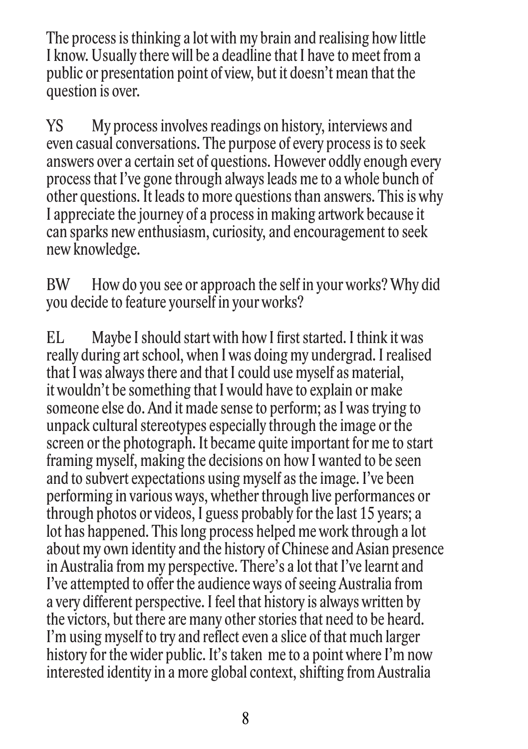The process is thinking a lot with my brain and realising how little I know. Usually there will be a deadline that I have to meet from a public or presentation point of view, but it doesn't mean that the question is over.

YS My process involves readings on history, interviews and even casual conversations. The purpose of every process is to seek answers over a certain set of questions. However oddly enough every process that I've gone through always leads me to a whole bunch of other questions. It leads to more questions than answers. This is why I appreciate the journey of a process in making artwork because it can sparks new enthusiasm, curiosity, and encouragement to seek new knowledge.

BW How do you see or approach the self in your works? Why did you decide to feature yourself in your works?

EL Maybe I should start with how I first started. I think it was really during art school, when I was doing my undergrad. I realised that I was always there and that I could use myself as material, it wouldn't be something that I would have to explain or make someone else do. And it made sense to perform; as I was trying to unpack cultural stereotypes especially through the image or the screen or the photograph. It became quite important for me to start framing myself, making the decisions on how I wanted to be seen and to subvert expectations using myself as the image. I've been performing in various ways, whether through live performances or through photos or videos, I guess probably for the last 15 years; a lot has happened. This long process helped me work through a lot about my own identity and the history of Chinese and Asian presence in Australia from my perspective. There's a lot that I've learnt and I've attempted to offer the audience ways of seeing Australia from a very different perspective. I feel that history is always written by the victors, but there are many other stories that need to be heard. I'm using myself to try and reflect even a slice of that much larger history for the wider public. It's taken me to a point where I'm now interested identity in a more global context, shifting from Australia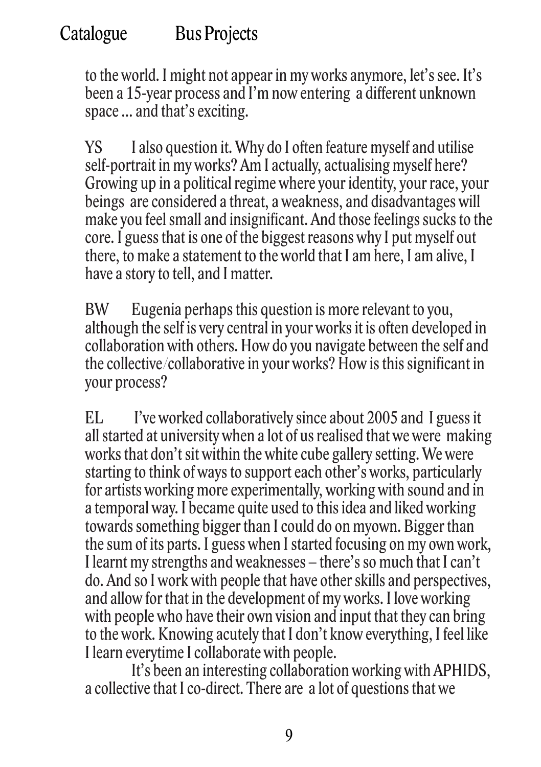to the world. I might not appear in my works anymore, let's see. It's been a 15-year process and I'm now entering a different unknown space ... and that's exciting.

YS  I also question it. Why do I often feature myself and utilise self-portrait in my works? Am I actually, actualising myself here? Growing up in a political regime where your identity, your race, your beings are considered a threat, a weakness, and disadvantages will make you feel small and insignificant. And those feelings sucks to the core. I guess that is one of the biggest reasons why I put myself out there, to make a statement to the world that I am here, I am alive, I have a story to tell, and I matter.

BW  Eugenia perhaps this question is more relevant to you, although the self is very central in your works it is often developed in collaboration with others. How do you navigate between the self and the collective/collaborative in your works? How is this significant in your process?

EL  I've worked collaboratively since about 2005 and I guess it all started at university when a lot of us realised that we were making works that don't sit within the white cube gallery setting. We were starting to think of ways to support each other's works, particularly for artists working more experimentally, working with sound and in a temporal way. I became quite used to this idea and liked working towards something bigger than I could do on myown. Bigger than the sum of its parts. I guess when I started focusing on my own work, I learnt my strengths and weaknesses – there's so much that I can't do. And so I work with people that have other skills and perspectives, and allow for that in the development of my works. I love working with people who have their own vision and input that they can bring to the work. Knowing acutely that I don't know everything, I feel like I learn everytime I collaborate with people.

It's been an interesting collaboration working with APHIDS, a collective that I co-direct. There are a lot of questions that we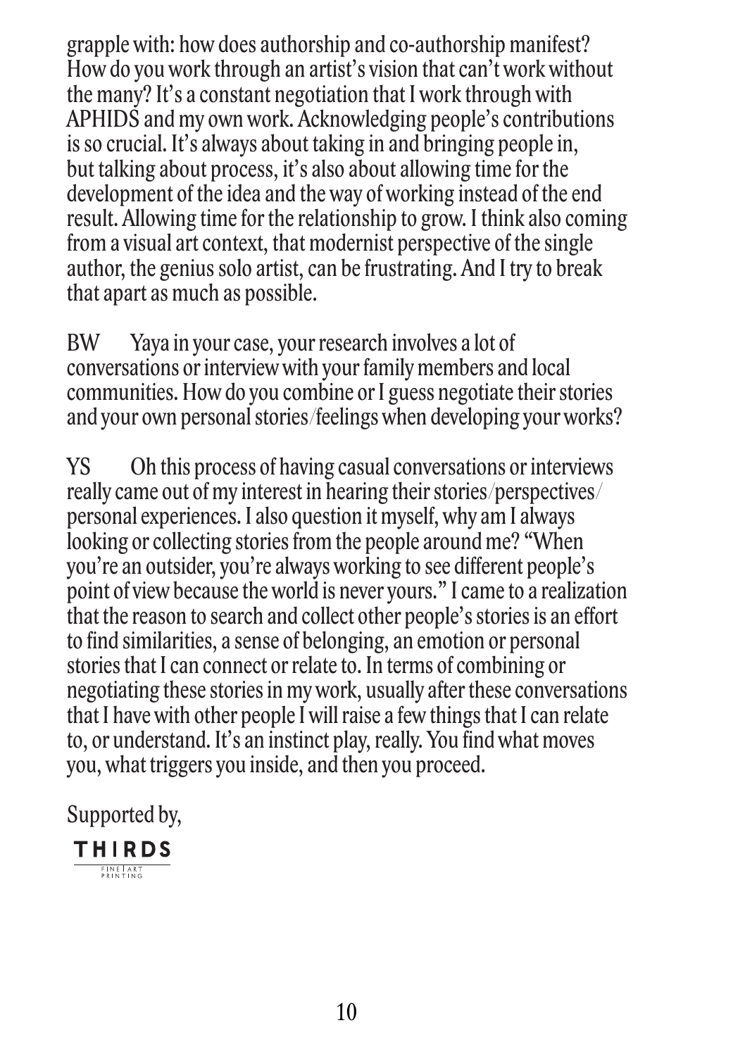grapple with: how does authorship and co-authorship manifest? How do you work through an artist's vision that can't work without the many? It's a constant negotiation that I work through with APHIDS and my own work. Acknowledging people's contributions is so crucial. It's always about taking in and bringing people in, but talking about process, it's also about allowing time for the development of the idea and the way of working instead of the end result. Allowing time for the relationship to grow. I think also coming from a visual art context, that modernist perspective of the single author, the genius solo artist, can be frustrating. And I try to break that apart as much as possible.

BW  Yaya in your case, your research involves a lot of conversations or interview with your family members and local communities. How do you combine or I guess negotiate their stories and your own personal stories/feelings when developing your works?

YS  Oh this process of having casual conversations or interviews really came out of my interest in hearing their stories/perspectives/personal experiences. I also question it myself, why am I always looking or collecting stories from the people around me? "When you're an outsider, you're always working to see different people's point of view because the world is never yours." I came to a realization that the reason to search and collect other people's stories is an effort to find similarities, a sense of belonging, an emotion or personal stories that I can connect or relate to. In terms of combining or negotiating these stories in my work, usually after these conversations that I have with other people I will raise a few things that I can relate to, or understand. It's an instinct play, really. You find what moves you, what triggers you inside, and then you proceed.

Supported by,

THIRDS
FINE ART PRINTING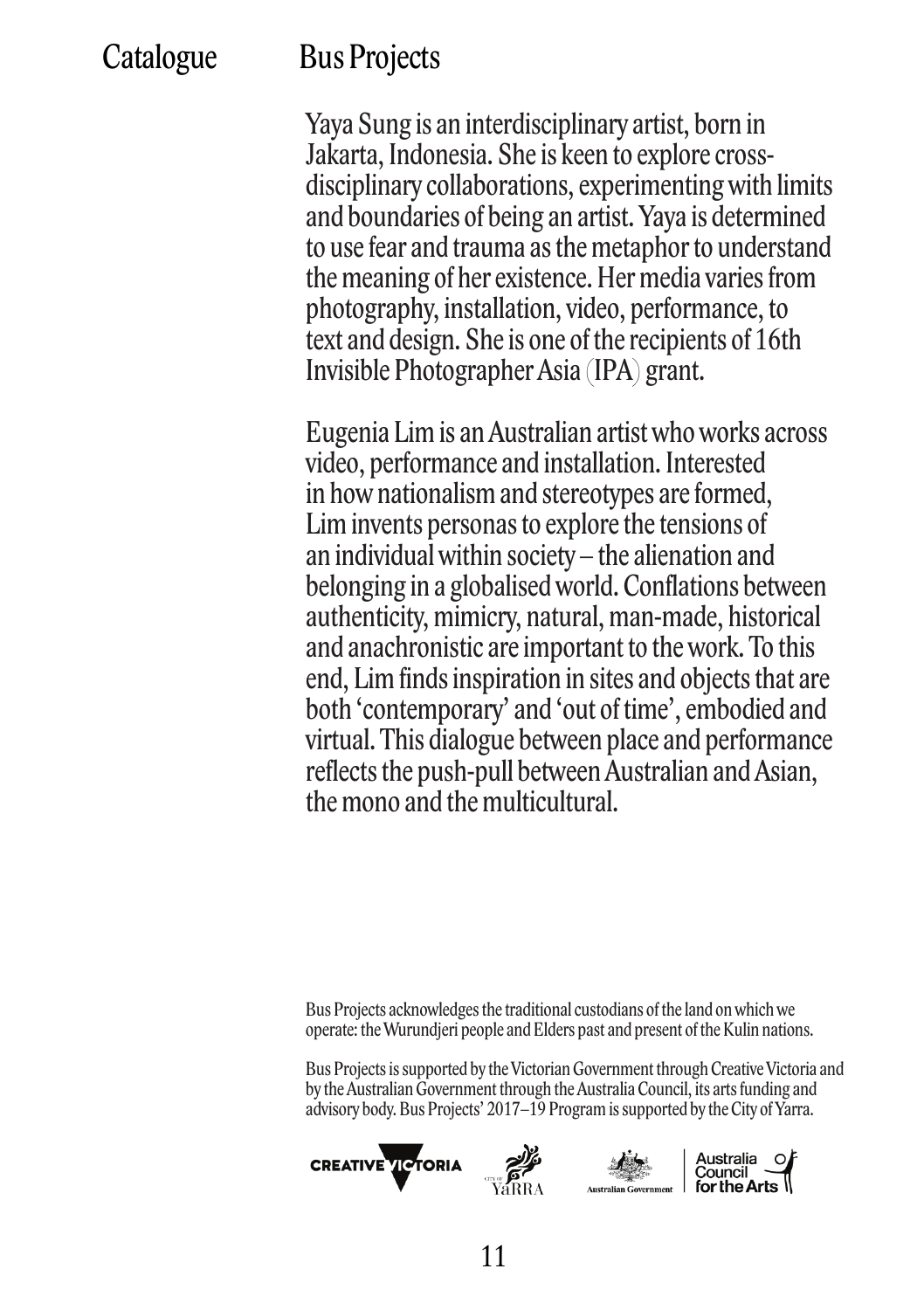Yaya Sung is an interdisciplinary artist, born in Jakarta, Indonesia. She is keen to explore cross-disciplinary collaborations, experimenting with limits and boundaries of being an artist. Yaya is determined to use fear and trauma as the metaphor to understand the meaning of her existence. Her media varies from photography, installation, video, performance, to text and design. She is one of the recipients of 16th Invisible Photographer Asia (IPA) grant.

Eugenia Lim is an Australian artist who works across video, performance and installation. Interested in how nationalism and stereotypes are formed, Lim invents personas to explore the tensions of an individual within society – the alienation and belonging in a globalised world. Conflations between authenticity, mimicry, natural, man-made, historical and anachronistic are important to the work. To this end, Lim finds inspiration in sites and objects that are both 'contemporary' and 'out of time', embodied and virtual. This dialogue between place and performance reflects the push-pull between Australian and Asian, the mono and the multicultural.

Bus Projects acknowledges the traditional custodians of the land on which we operate: the Wurundjeri people and Elders past and present of the Kulin nations.

Bus Projects is supported by the Victorian Government through Creative Victoria and by the Australian Government through the Australia Council, its arts funding and advisory body. Bus Projects' 2017–19 Program is supported by the City of Yarra.

CREATIVE VICTORIA | CITY OF YARRA | Australian Government | Australia Council for the Arts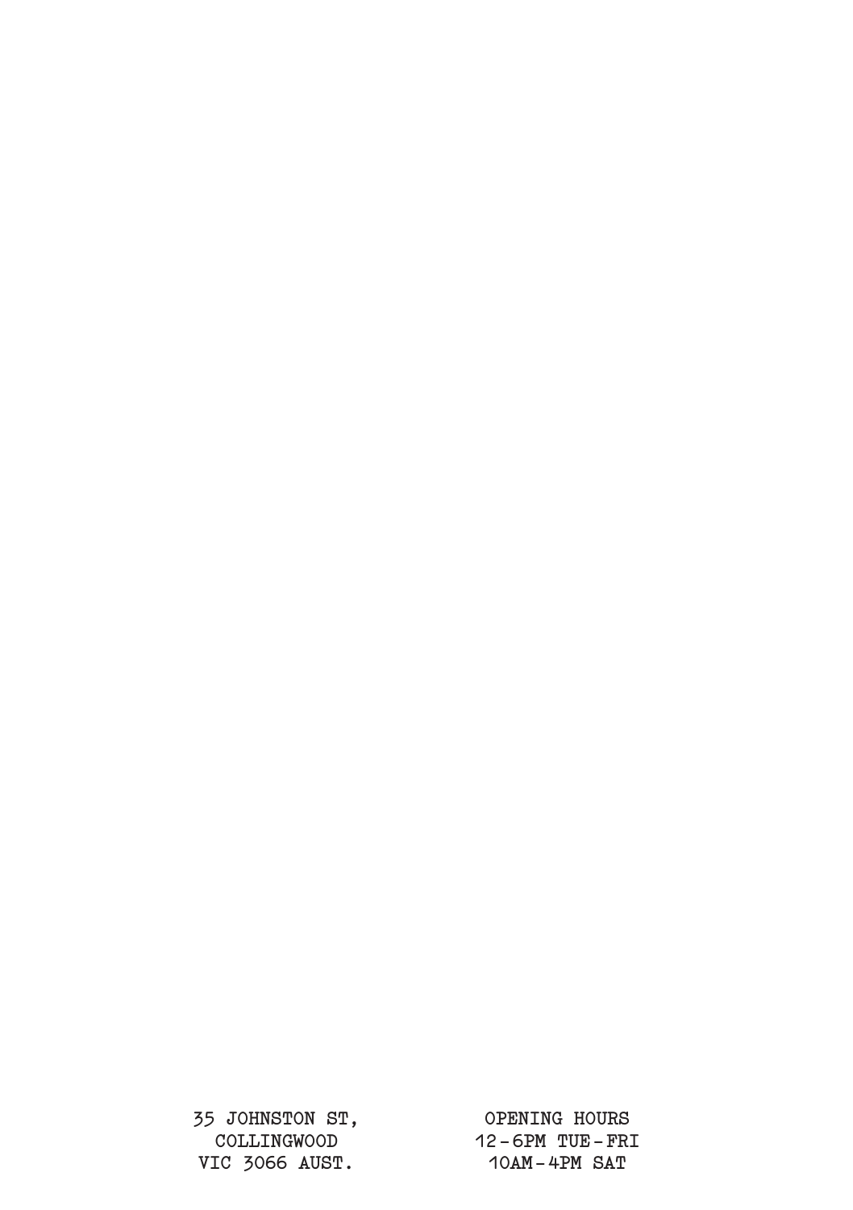35 JOHNSTON ST,
COLLINGWOOD
VIC 3066 AUST.

OPENING HOURS
12-6PM TUE-FRI
10AM-4PM SAT